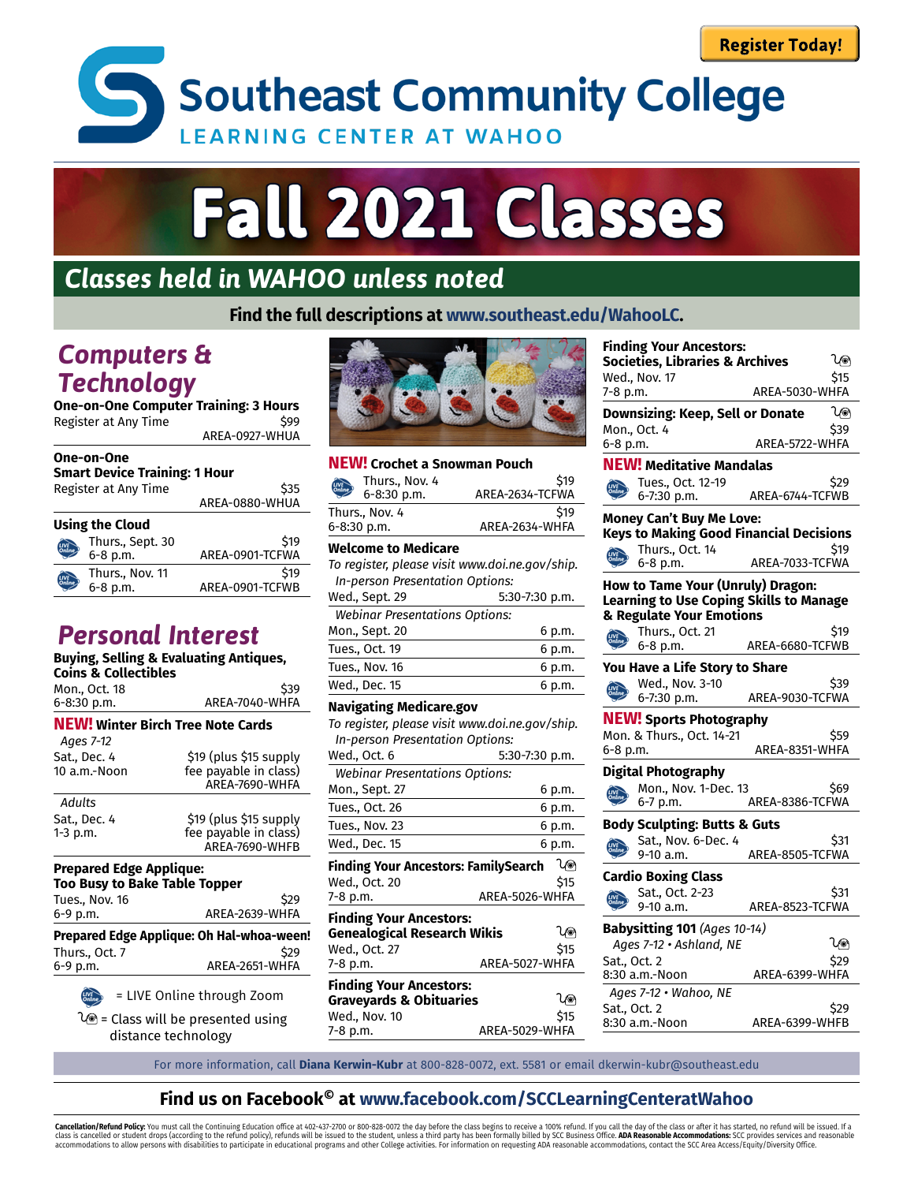Register Today!

# Southeast Community College

LEARNING CENTER AT WAHOO

# Fall 2021 Classes

## Classes held in WAHOO unless noted

**Find the full descriptions at www.southeast.edu/WahooLC.**

## Computers & Technology

**One-on-One Computer Training: 3 Hours**
Register at Any Time — $99
AREA-0927-WHUA

**One-on-One Smart Device Training: 1 Hour**
Register at Any Time — $35
AREA-0880-WHUA

**Using the Cloud**
(LIVE Online) Thurs., Sept. 30, 6-8 p.m. — $19 — AREA-0901-TCFWA
(LIVE Online) Thurs., Nov. 11, 6-8 p.m. — $19 — AREA-0901-TCFWB

## Personal Interest

**Buying, Selling & Evaluating Antiques, Coins & Collectibles**
Mon., Oct. 18, 6-8:30 p.m. — $39 — AREA-7040-WHFA

**NEW! Winter Birch Tree Note Cards**
*Ages 7-12*
Sat., Dec. 4, 10 a.m.-Noon — $19 (plus $15 supply fee payable in class) — AREA-7690-WHFA
*Adults*
Sat., Dec. 4, 1-3 p.m. — $19 (plus $15 supply fee payable in class) — AREA-7690-WHFB

**Prepared Edge Applique: Too Busy to Bake Table Topper**
Tues., Nov. 16, 6-9 p.m. — $29 — AREA-2639-WHFA

**Prepared Edge Applique: Oh Hal-whoa-ween!**
Thurs., Oct. 7, 6-9 p.m. — $29 — AREA-2651-WHFA

(LIVE Online) = LIVE Online through Zoom
(Distance icon) = Class will be presented using distance technology

**NEW! Crochet a Snowman Pouch**
(LIVE Online) Thurs., Nov. 4, 6-8:30 p.m. — $19 — AREA-2634-TCFWA
Thurs., Nov. 4, 6-8:30 p.m. — $19 — AREA-2634-WHFA

**Welcome to Medicare**
*To register, please visit www.doi.ne.gov/ship.*
*In-person Presentation Options:*
Wed., Sept. 29 — 5:30-7:30 p.m.
*Webinar Presentations Options:*
Mon., Sept. 20 — 6 p.m.
Tues., Oct. 19 — 6 p.m.
Tues., Nov. 16 — 6 p.m.
Wed., Dec. 15 — 6 p.m.

**Navigating Medicare.gov**
*To register, please visit www.doi.ne.gov/ship.*
*In-person Presentation Options:*
Wed., Oct. 6 — 5:30-7:30 p.m.
*Webinar Presentations Options:*
Mon., Sept. 27 — 6 p.m.
Tues., Oct. 26 — 6 p.m.
Tues., Nov. 23 — 6 p.m.
Wed., Dec. 15 — 6 p.m.

**Finding Your Ancestors: FamilySearch** (distance technology)
Wed., Oct. 20, 7-8 p.m. — $15 — AREA-5026-WHFA

**Finding Your Ancestors: Genealogical Research Wikis** (distance technology)
Wed., Oct. 27, 7-8 p.m. — $15 — AREA-5027-WHFA

**Finding Your Ancestors: Graveyards & Obituaries** (distance technology)
Wed., Nov. 10, 7-8 p.m. — $15 — AREA-5029-WHFA

**Finding Your Ancestors: Societies, Libraries & Archives** (distance technology)
Wed., Nov. 17, 7-8 p.m. — $15 — AREA-5030-WHFA

**Downsizing: Keep, Sell or Donate** (distance technology)
Mon., Oct. 4, 6-8 p.m. — $39 — AREA-5722-WHFA

**NEW! Meditative Mandalas**
(LIVE Online) Tues., Oct. 12-19, 6-7:30 p.m. — $29 — AREA-6744-TCFWB

**Money Can't Buy Me Love: Keys to Making Good Financial Decisions**
(LIVE Online) Thurs., Oct. 14, 6-8 p.m. — $19 — AREA-7033-TCFWA

**How to Tame Your (Unruly) Dragon: Learning to Use Coping Skills to Manage & Regulate Your Emotions**
(LIVE Online) Thurs., Oct. 21, 6-8 p.m. — $19 — AREA-6680-TCFWB

**You Have a Life Story to Share**
(LIVE Online) Wed., Nov. 3-10, 6-7:30 p.m. — $39 — AREA-9030-TCFWA

**NEW! Sports Photography**
Mon. & Thurs., Oct. 14-21, 6-8 p.m. — $59 — AREA-8351-WHFA

**Digital Photography**
(LIVE Online) Mon., Nov. 1-Dec. 13, 6-7 p.m. — $69 — AREA-8386-TCFWA

**Body Sculpting: Butts & Guts**
(LIVE Online) Sat., Nov. 6-Dec. 4, 9-10 a.m. — $31 — AREA-8505-TCFWA

**Cardio Boxing Class**
(LIVE Online) Sat., Oct. 2-23, 9-10 a.m. — $31 — AREA-8523-TCFWA

**Babysitting 101** *(Ages 10-14)* (distance technology)
*Ages 7-12 • Ashland, NE*
Sat., Oct. 2, 8:30 a.m.-Noon — $29 — AREA-6399-WHFA
*Ages 7-12 • Wahoo, NE*
Sat., Oct. 2, 8:30 a.m.-Noon — $29 — AREA-6399-WHFB

For more information, call **Diana Kerwin-Kubr** at 800-828-0072, ext. 5581 or email dkerwin-kubr@southeast.edu

**Find us on Facebook© at www.facebook.com/SCCLearningCenteratWahoo**

**Cancellation/Refund Policy:** You must call the Continuing Education office at 402-437-2700 or 800-828-0072 the day before the class begins to receive a 100% refund. If you call the day of the class or after it has started, no refund will be issued. If a class is cancelled or student drops (according to the refund policy), refunds will be issued to the student, unless a third party has been formally billed by SCC Business Office. **ADA Reasonable Accommodations:** SCC provides services and reasonable accommodations to allow persons with disabilities to participate in educational programs and other College activities. For information on requesting ADA reasonable accommodations, contact the SCC Area Access/Equity/Diversity Office.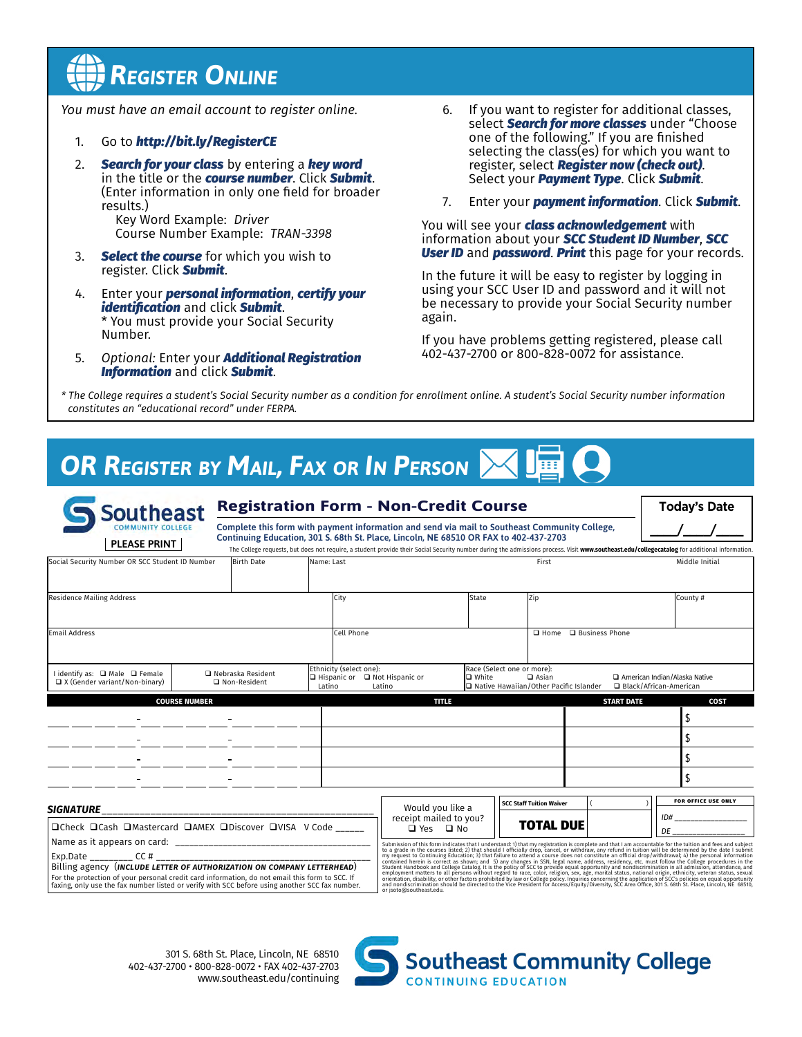# Register Online

*You must have an email account to register online.*

1. Go to ***http://bit.ly/RegisterCE***
2. ***Search for your class*** by entering a ***key word*** in the title or the ***course number***. Click ***Submit***. (Enter information in only one field for broader results.)
   Key Word Example: *Driver*
   Course Number Example: *TRAN-3398*
3. ***Select the course*** for which you wish to register. Click ***Submit***.
4. Enter your ***personal information***, ***certify your identification*** and click ***Submit***.
   * You must provide your Social Security Number.
5. *Optional:* Enter your ***Additional Registration Information*** and click ***Submit***.
6. If you want to register for additional classes, select ***Search for more classes*** under "Choose one of the following." If you are finished selecting the class(es) for which you want to register, select ***Register now (check out)***. Select your ***Payment Type***. Click ***Submit***.
7. Enter your ***payment information***. Click ***Submit***.

You will see your ***class acknowledgement*** with information about your ***SCC Student ID Number***, ***SCC User ID*** and ***password***. ***Print*** this page for your records.

In the future it will be easy to register by logging in using your SCC User ID and password and it will not be necessary to provide your Social Security number again.

If you have problems getting registered, please call 402-437-2700 or 800-828-0072 for assistance.

*\* The College requires a student's Social Security number as a condition for enrollment online. A student's Social Security number information constitutes an "educational record" under FERPA.*

# Or Register by Mail, Fax or In Person

Southeast Community College

PLEASE PRINT

## Registration Form - Non-Credit Course

**Complete this form with payment information and send via mail to Southeast Community College, Continuing Education, 301 S. 68th St. Place, Lincoln, NE 68510 OR FAX to 402-437-2703**

**Today's Date** ____/____/____

The College requests, but does not require, a student provide their Social Security number during the admissions process. Visit **www.southeast.edu/collegecatalog** for additional information.

| | | | | | | |
|---|---|---|---|---|---|---|
| Social Security Number OR SCC Student ID Number | Birth Date | Name: Last | | First | | Middle Initial |
| Residence Mailing Address | | | City | State | Zip | County # |
| Email Address | | | Cell Phone | | ❑ Home ❑ Business Phone | |
| I identify as: ❑ Male ❑ Female ❑ X (Gender variant/Non-binary) | ❑ Nebraska Resident ❑ Non-Resident | Ethnicity (select one): ❑ Hispanic or Latino ❑ Not Hispanic or Latino | Race (Select one or more): ❑ White ❑ Asian ❑ American Indian/Alaska Native ❑ Native Hawaiian/Other Pacific Islander ❑ Black/African-American | | | |

| COURSE NUMBER | TITLE | START DATE | COST |
|---|---|---|---|
| ___ ___ ___ ___ - ___ ___ ___ ___ - ___ ___ ___ | | | $ |
| ___ ___ ___ ___ - ___ ___ ___ ___ - ___ ___ ___ | | | $ |
| ___ ___ ___ ___ - ___ ___ ___ ___ - ___ ___ ___ | | | $ |
| ___ ___ ___ ___ - ___ ___ ___ ___ - ___ ___ ___ | | | $ |

***SIGNATURE*** ____________________________________________

❑Check ❑Cash ❑Mastercard ❑AMEX ❑Discover ❑VISA V Code _____

Name as it appears on card: ________________________________

Exp.Date ________ CC # ____________________________________

Billing agency (*INCLUDE LETTER OF AUTHORIZATION ON COMPANY LETTERHEAD*)

For the protection of your personal credit card information, do not email this form to SCC. If faxing, only use the fax number listed or verify with SCC before using another SCC fax number.

Would you like a receipt mailed to you? ❑ Yes ❑ No

SCC Staff Tuition Waiver ( )

**TOTAL DUE**

FOR OFFICE USE ONLY
ID# _______________
DE _______________

Submission of this form indicates that I understand: 1) that my registration is complete and that I am accountable for the tuition and fees and subject to a grade in the courses listed; 2) that should I officially drop, cancel, or withdraw, any refund in tuition will be determined by the date I submit my request to Continuing Education; 3) that failure to attend a course does not constitute an official drop/withdrawal; 4) the personal information contained herein is correct as shown; and 5) any changes in SSN, legal name, address, residency, etc. must follow the College procedures in the Student Handbook and College Catalog. It is the policy of SCC to provide equal opportunity and nondiscrimination in all admission, attendance, and employment matters to all persons without regard to race, color, religion, sex, age, marital status, national origin, ethnicity, veteran status, sexual orientation, disability, or other factors prohibited by law or College policy. Inquiries concerning the application of SCC's policies on equal opportunity and nondiscrimination should be directed to the Vice President for Access/Equity/Diversity, SCC Area Office, 301 S. 68th St. Place, Lincoln, NE 68510, or jsoto@southeast.edu.

301 S. 68th St. Place, Lincoln, NE 68510
402-437-2700 • 800-828-0072 • FAX 402-437-2703
www.southeast.edu/continuing

Southeast Community College
CONTINUING EDUCATION